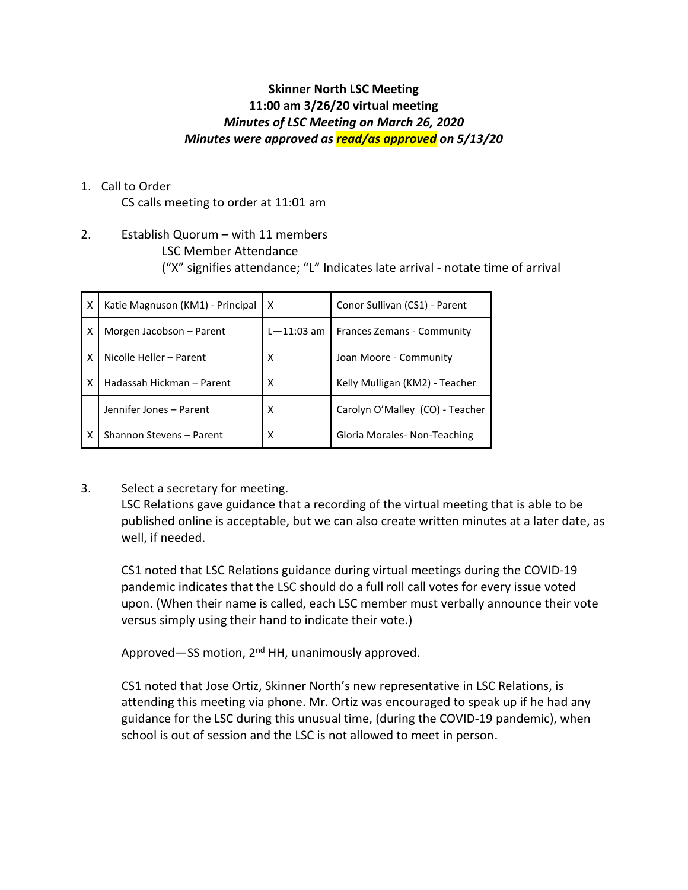**Skinner North LSC Meeting**
**11:00 am 3/26/20 virtual meeting**
***Minutes of LSC Meeting on March 26, 2020***
***Minutes were approved as read/as approved on 5/13/20***

1. Call to Order
   CS calls meeting to order at 11:01 am

2. Establish Quorum – with 11 members
   LSC Member Attendance
   ("X" signifies attendance; "L" Indicates late arrival - notate time of arrival

| | | | |
|---|---|---|---|
| X | Katie Magnuson (KM1) - Principal | X | Conor Sullivan (CS1) - Parent |
| X | Morgen Jacobson – Parent | L—11:03 am | Frances Zemans - Community |
| X | Nicolle Heller – Parent | X | Joan Moore - Community |
| X | Hadassah Hickman – Parent | X | Kelly Mulligan (KM2) - Teacher |
| | Jennifer Jones – Parent | X | Carolyn O'Malley (CO) - Teacher |
| X | Shannon Stevens – Parent | X | Gloria Morales- Non-Teaching |

3. Select a secretary for meeting.
   LSC Relations gave guidance that a recording of the virtual meeting that is able to be published online is acceptable, but we can also create written minutes at a later date, as well, if needed.

   CS1 noted that LSC Relations guidance during virtual meetings during the COVID-19 pandemic indicates that the LSC should do a full roll call votes for every issue voted upon. (When their name is called, each LSC member must verbally announce their vote versus simply using their hand to indicate their vote.)

   Approved—SS motion, 2nd HH, unanimously approved.

   CS1 noted that Jose Ortiz, Skinner North's new representative in LSC Relations, is attending this meeting via phone. Mr. Ortiz was encouraged to speak up if he had any guidance for the LSC during this unusual time, (during the COVID-19 pandemic), when school is out of session and the LSC is not allowed to meet in person.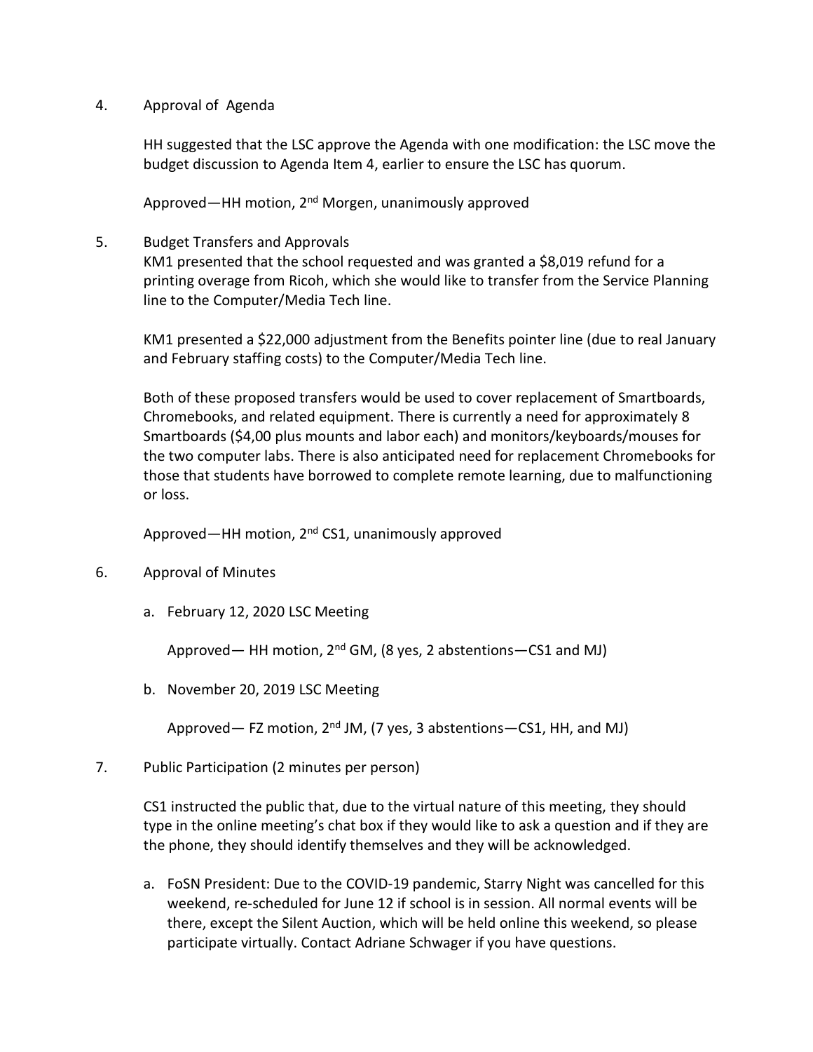4. Approval of Agenda

   HH suggested that the LSC approve the Agenda with one modification: the LSC move the budget discussion to Agenda Item 4, earlier to ensure the LSC has quorum.

   Approved—HH motion, 2nd Morgen, unanimously approved

5. Budget Transfers and Approvals

   KM1 presented that the school requested and was granted a $8,019 refund for a printing overage from Ricoh, which she would like to transfer from the Service Planning line to the Computer/Media Tech line.

   KM1 presented a $22,000 adjustment from the Benefits pointer line (due to real January and February staffing costs) to the Computer/Media Tech line.

   Both of these proposed transfers would be used to cover replacement of Smartboards, Chromebooks, and related equipment. There is currently a need for approximately 8 Smartboards ($4,00 plus mounts and labor each) and monitors/keyboards/mouses for the two computer labs. There is also anticipated need for replacement Chromebooks for those that students have borrowed to complete remote learning, due to malfunctioning or loss.

   Approved—HH motion, 2nd CS1, unanimously approved

6. Approval of Minutes

   a. February 12, 2020 LSC Meeting

      Approved— HH motion, 2nd GM, (8 yes, 2 abstentions—CS1 and MJ)

   b. November 20, 2019 LSC Meeting

      Approved— FZ motion, 2nd JM, (7 yes, 3 abstentions—CS1, HH, and MJ)

7. Public Participation (2 minutes per person)

   CS1 instructed the public that, due to the virtual nature of this meeting, they should type in the online meeting's chat box if they would like to ask a question and if they are the phone, they should identify themselves and they will be acknowledged.

   a. FoSN President: Due to the COVID-19 pandemic, Starry Night was cancelled for this weekend, re-scheduled for June 12 if school is in session. All normal events will be there, except the Silent Auction, which will be held online this weekend, so please participate virtually. Contact Adriane Schwager if you have questions.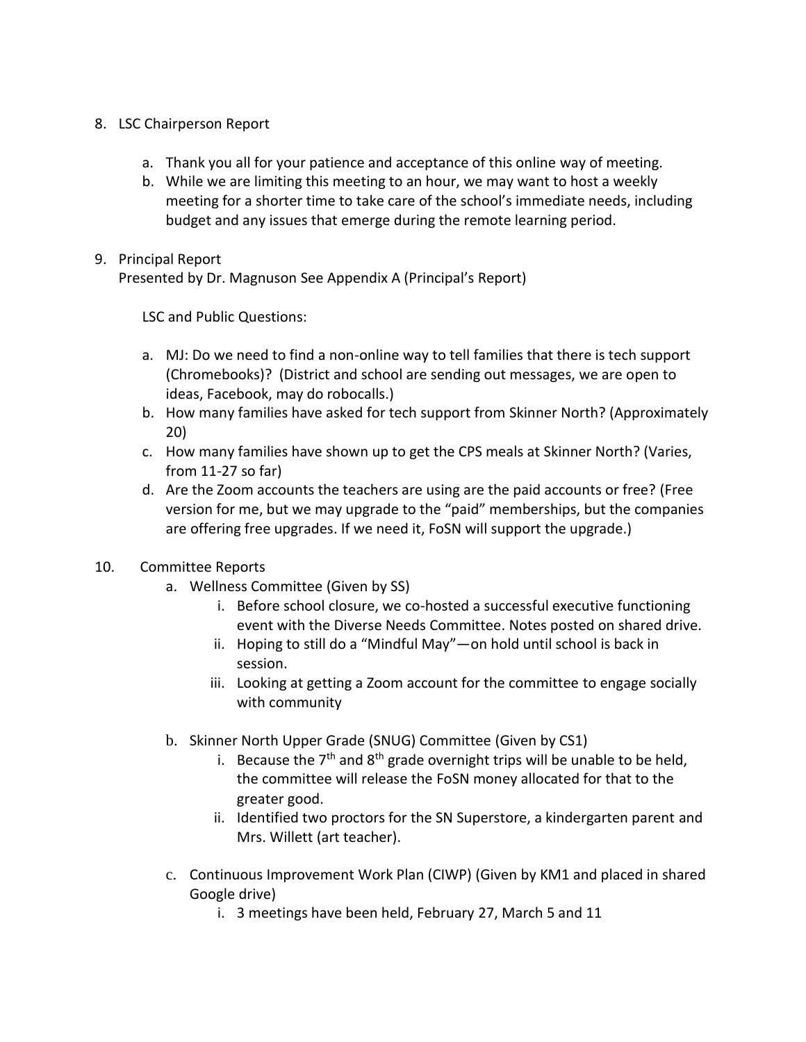8. LSC Chairperson Report

    a. Thank you all for your patience and acceptance of this online way of meeting.
    b. While we are limiting this meeting to an hour, we may want to host a weekly meeting for a shorter time to take care of the school's immediate needs, including budget and any issues that emerge during the remote learning period.

9. Principal Report
   Presented by Dr. Magnuson See Appendix A (Principal's Report)

   LSC and Public Questions:

    a. MJ: Do we need to find a non-online way to tell families that there is tech support (Chromebooks)? (District and school are sending out messages, we are open to ideas, Facebook, may do robocalls.)
    b. How many families have asked for tech support from Skinner North? (Approximately 20)
    c. How many families have shown up to get the CPS meals at Skinner North? (Varies, from 11-27 so far)
    d. Are the Zoom accounts the teachers are using are the paid accounts or free? (Free version for me, but we may upgrade to the "paid" memberships, but the companies are offering free upgrades. If we need it, FoSN will support the upgrade.)

10. Committee Reports
    a. Wellness Committee (Given by SS)
        i. Before school closure, we co-hosted a successful executive functioning event with the Diverse Needs Committee. Notes posted on shared drive.
        ii. Hoping to still do a "Mindful May"—on hold until school is back in session.
        iii. Looking at getting a Zoom account for the committee to engage socially with community

    b. Skinner North Upper Grade (SNUG) Committee (Given by CS1)
        i. Because the 7th and 8th grade overnight trips will be unable to be held, the committee will release the FoSN money allocated for that to the greater good.
        ii. Identified two proctors for the SN Superstore, a kindergarten parent and Mrs. Willett (art teacher).

    c. Continuous Improvement Work Plan (CIWP) (Given by KM1 and placed in shared Google drive)
        i. 3 meetings have been held, February 27, March 5 and 11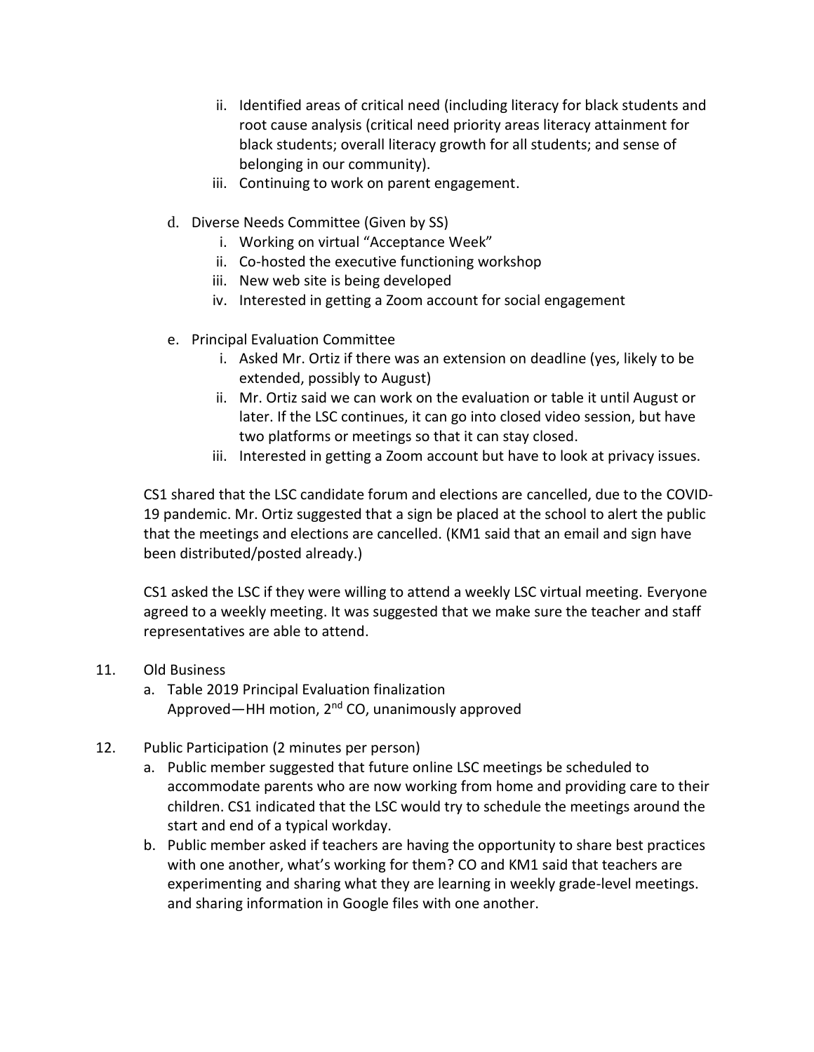ii. Identified areas of critical need (including literacy for black students and root cause analysis (critical need priority areas literacy attainment for black students; overall literacy growth for all students; and sense of belonging in our community).
   iii. Continuing to work on parent engagement.

d. Diverse Needs Committee (Given by SS)
   i. Working on virtual "Acceptance Week"
   ii. Co-hosted the executive functioning workshop
   iii. New web site is being developed
   iv. Interested in getting a Zoom account for social engagement

e. Principal Evaluation Committee
   i. Asked Mr. Ortiz if there was an extension on deadline (yes, likely to be extended, possibly to August)
   ii. Mr. Ortiz said we can work on the evaluation or table it until August or later. If the LSC continues, it can go into closed video session, but have two platforms or meetings so that it can stay closed.
   iii. Interested in getting a Zoom account but have to look at privacy issues.

CS1 shared that the LSC candidate forum and elections are cancelled, due to the COVID-19 pandemic. Mr. Ortiz suggested that a sign be placed at the school to alert the public that the meetings and elections are cancelled. (KM1 said that an email and sign have been distributed/posted already.)

CS1 asked the LSC if they were willing to attend a weekly LSC virtual meeting. Everyone agreed to a weekly meeting. It was suggested that we make sure the teacher and staff representatives are able to attend.

11. Old Business
    a. Table 2019 Principal Evaluation finalization
       Approved—HH motion, 2nd CO, unanimously approved

12. Public Participation (2 minutes per person)
    a. Public member suggested that future online LSC meetings be scheduled to accommodate parents who are now working from home and providing care to their children. CS1 indicated that the LSC would try to schedule the meetings around the start and end of a typical workday.
    b. Public member asked if teachers are having the opportunity to share best practices with one another, what's working for them? CO and KM1 said that teachers are experimenting and sharing what they are learning in weekly grade-level meetings. and sharing information in Google files with one another.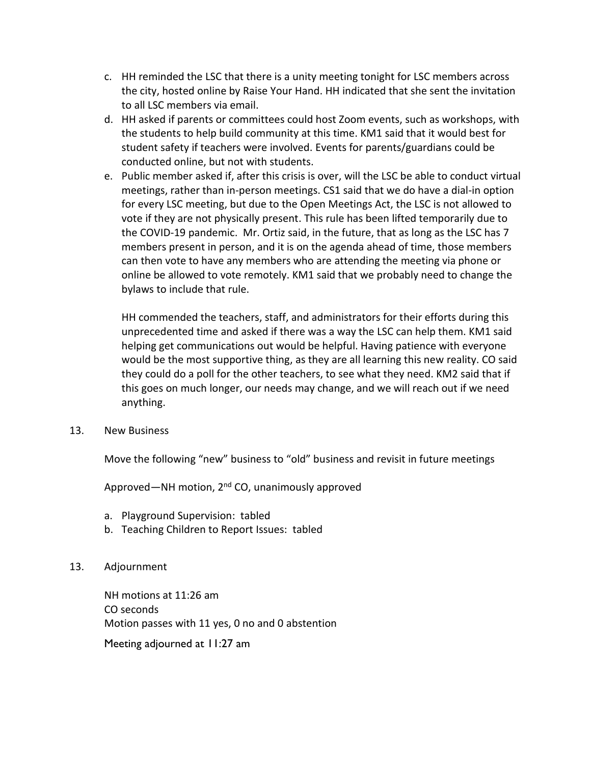c. HH reminded the LSC that there is a unity meeting tonight for LSC members across the city, hosted online by Raise Your Hand. HH indicated that she sent the invitation to all LSC members via email.
d. HH asked if parents or committees could host Zoom events, such as workshops, with the students to help build community at this time. KM1 said that it would best for student safety if teachers were involved. Events for parents/guardians could be conducted online, but not with students.
e. Public member asked if, after this crisis is over, will the LSC be able to conduct virtual meetings, rather than in-person meetings. CS1 said that we do have a dial-in option for every LSC meeting, but due to the Open Meetings Act, the LSC is not allowed to vote if they are not physically present. This rule has been lifted temporarily due to the COVID-19 pandemic. Mr. Ortiz said, in the future, that as long as the LSC has 7 members present in person, and it is on the agenda ahead of time, those members can then vote to have any members who are attending the meeting via phone or online be allowed to vote remotely. KM1 said that we probably need to change the bylaws to include that rule.

   HH commended the teachers, staff, and administrators for their efforts during this unprecedented time and asked if there was a way the LSC can help them. KM1 said helping get communications out would be helpful. Having patience with everyone would be the most supportive thing, as they are all learning this new reality. CO said they could do a poll for the other teachers, to see what they need. KM2 said that if this goes on much longer, our needs may change, and we will reach out if we need anything.

13. New Business

Move the following "new" business to "old" business and revisit in future meetings

Approved—NH motion, 2nd CO, unanimously approved

a. Playground Supervision: tabled
b. Teaching Children to Report Issues: tabled

13. Adjournment

NH motions at 11:26 am
CO seconds
Motion passes with 11 yes, 0 no and 0 abstention

Meeting adjourned at 11:27 am